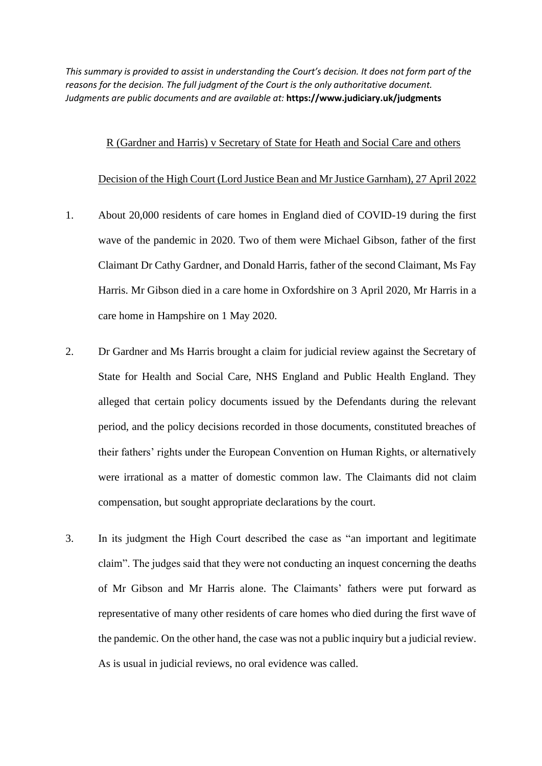*This summary is provided to assist in understanding the Court's decision. It does not form part of the reasons for the decision. The full judgment of the Court is the only authoritative document. Judgments are public documents and are available at:* **https://www.judiciary.uk/judgments**

R (Gardner and Harris) v Secretary of State for Heath and Social Care and others

Decision of the High Court (Lord Justice Bean and Mr Justice Garnham), 27 April 2022

1. About 20,000 residents of care homes in England died of COVID-19 during the first wave of the pandemic in 2020. Two of them were Michael Gibson, father of the first Claimant Dr Cathy Gardner, and Donald Harris, father of the second Claimant, Ms Fay Harris. Mr Gibson died in a care home in Oxfordshire on 3 April 2020, Mr Harris in a care home in Hampshire on 1 May 2020.

2. Dr Gardner and Ms Harris brought a claim for judicial review against the Secretary of State for Health and Social Care, NHS England and Public Health England. They alleged that certain policy documents issued by the Defendants during the relevant period, and the policy decisions recorded in those documents, constituted breaches of their fathers' rights under the European Convention on Human Rights, or alternatively were irrational as a matter of domestic common law. The Claimants did not claim compensation, but sought appropriate declarations by the court.

3. In its judgment the High Court described the case as "an important and legitimate claim". The judges said that they were not conducting an inquest concerning the deaths of Mr Gibson and Mr Harris alone. The Claimants' fathers were put forward as representative of many other residents of care homes who died during the first wave of the pandemic. On the other hand, the case was not a public inquiry but a judicial review. As is usual in judicial reviews, no oral evidence was called.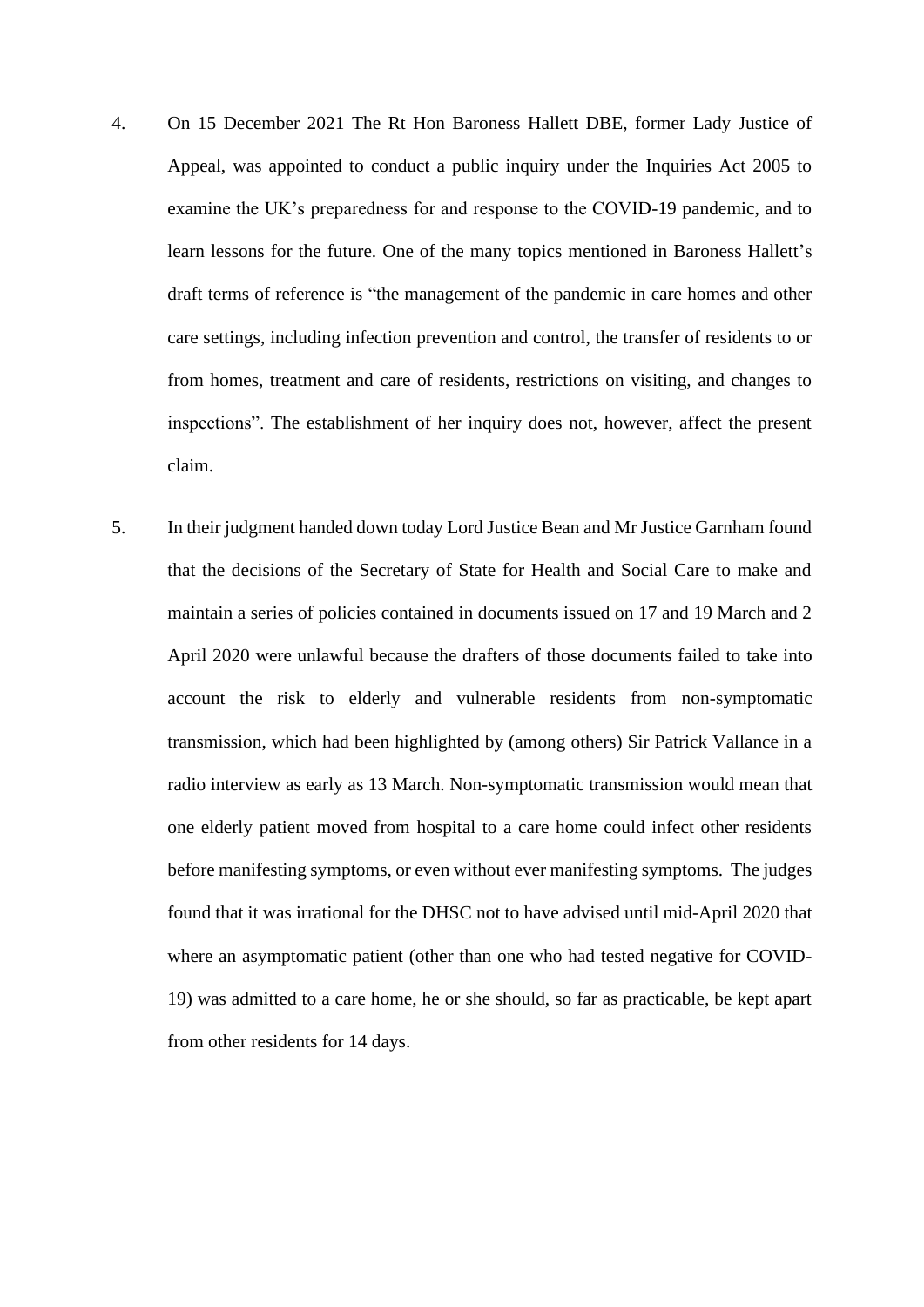4. On 15 December 2021 The Rt Hon Baroness Hallett DBE, former Lady Justice of Appeal, was appointed to conduct a public inquiry under the Inquiries Act 2005 to examine the UK's preparedness for and response to the COVID-19 pandemic, and to learn lessons for the future. One of the many topics mentioned in Baroness Hallett's draft terms of reference is "the management of the pandemic in care homes and other care settings, including infection prevention and control, the transfer of residents to or from homes, treatment and care of residents, restrictions on visiting, and changes to inspections". The establishment of her inquiry does not, however, affect the present claim.

5. In their judgment handed down today Lord Justice Bean and Mr Justice Garnham found that the decisions of the Secretary of State for Health and Social Care to make and maintain a series of policies contained in documents issued on 17 and 19 March and 2 April 2020 were unlawful because the drafters of those documents failed to take into account the risk to elderly and vulnerable residents from non-symptomatic transmission, which had been highlighted by (among others) Sir Patrick Vallance in a radio interview as early as 13 March. Non-symptomatic transmission would mean that one elderly patient moved from hospital to a care home could infect other residents before manifesting symptoms, or even without ever manifesting symptoms. The judges found that it was irrational for the DHSC not to have advised until mid-April 2020 that where an asymptomatic patient (other than one who had tested negative for COVID-19) was admitted to a care home, he or she should, so far as practicable, be kept apart from other residents for 14 days.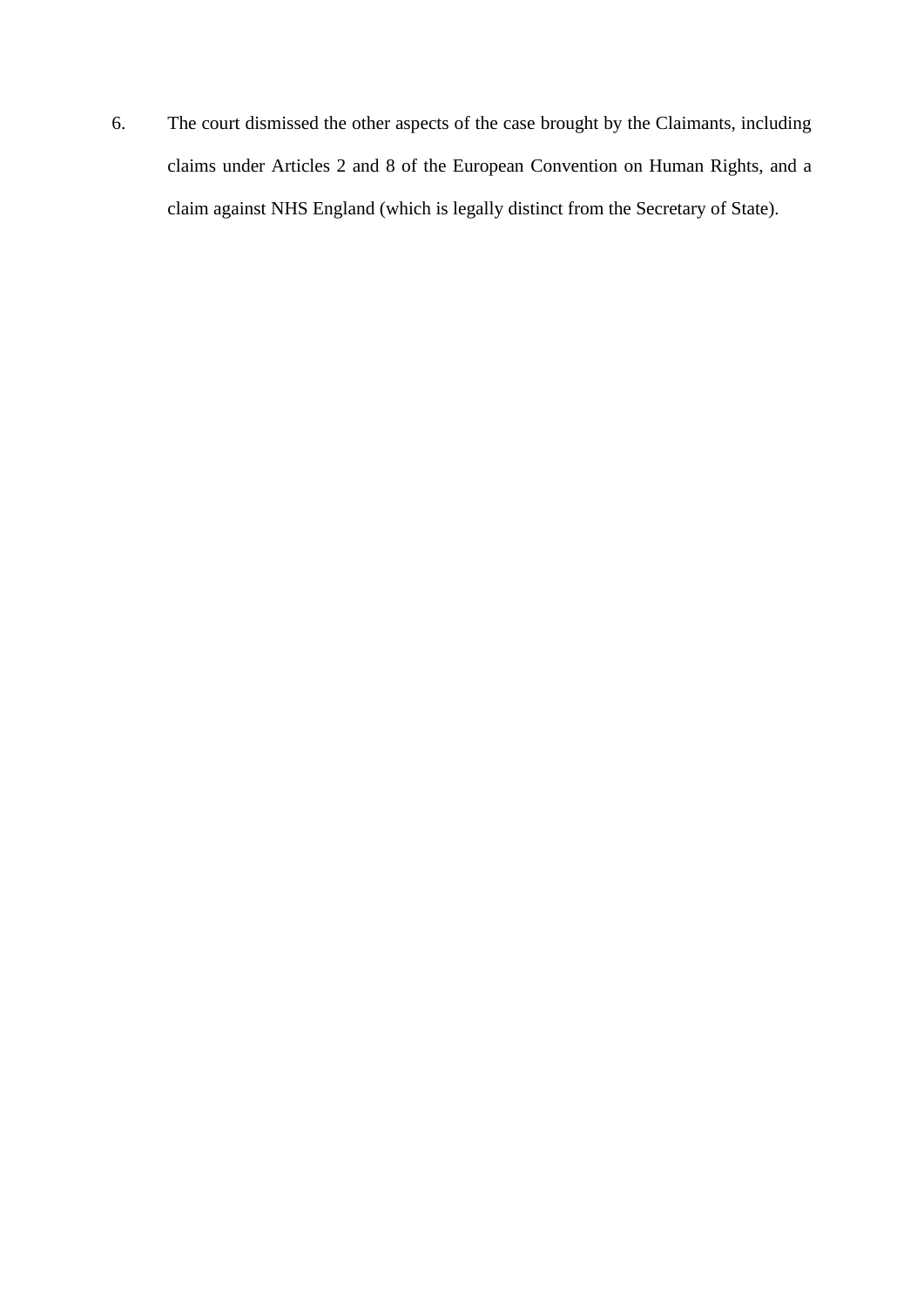6. The court dismissed the other aspects of the case brought by the Claimants, including claims under Articles 2 and 8 of the European Convention on Human Rights, and a claim against NHS England (which is legally distinct from the Secretary of State).